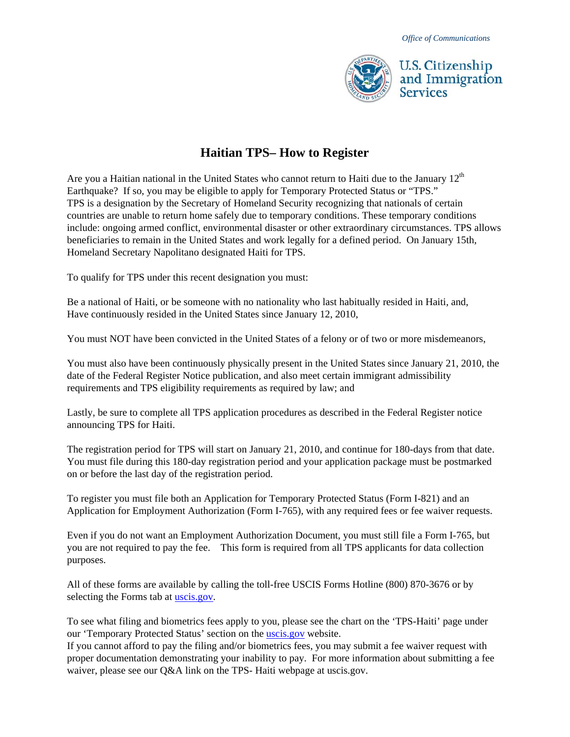*Office of Communications*

U.S. Citizenship and Immigration Services

# Haitian TPS– How to Register

Are you a Haitian national in the United States who cannot return to Haiti due to the January 12th Earthquake? If so, you may be eligible to apply for Temporary Protected Status or "TPS." TPS is a designation by the Secretary of Homeland Security recognizing that nationals of certain countries are unable to return home safely due to temporary conditions. These temporary conditions include: ongoing armed conflict, environmental disaster or other extraordinary circumstances. TPS allows beneficiaries to remain in the United States and work legally for a defined period. On January 15th, Homeland Secretary Napolitano designated Haiti for TPS.

To qualify for TPS under this recent designation you must:

Be a national of Haiti, or be someone with no nationality who last habitually resided in Haiti, and, Have continuously resided in the United States since January 12, 2010,

You must NOT have been convicted in the United States of a felony or of two or more misdemeanors,

You must also have been continuously physically present in the United States since January 21, 2010, the date of the Federal Register Notice publication, and also meet certain immigrant admissibility requirements and TPS eligibility requirements as required by law; and

Lastly, be sure to complete all TPS application procedures as described in the Federal Register notice announcing TPS for Haiti.

The registration period for TPS will start on January 21, 2010, and continue for 180-days from that date. You must file during this 180-day registration period and your application package must be postmarked on or before the last day of the registration period.

To register you must file both an Application for Temporary Protected Status (Form I-821) and an Application for Employment Authorization (Form I-765), with any required fees or fee waiver requests.

Even if you do not want an Employment Authorization Document, you must still file a Form I-765, but you are not required to pay the fee. This form is required from all TPS applicants for data collection purposes.

All of these forms are available by calling the toll-free USCIS Forms Hotline (800) 870-3676 or by selecting the Forms tab at [uscis.gov](http://uscis.gov).

To see what filing and biometrics fees apply to you, please see the chart on the 'TPS-Haiti' page under our 'Temporary Protected Status' section on the [uscis.gov](http://uscis.gov) website.
If you cannot afford to pay the filing and/or biometrics fees, you may submit a fee waiver request with proper documentation demonstrating your inability to pay. For more information about submitting a fee waiver, please see our Q&A link on the TPS- Haiti webpage at uscis.gov.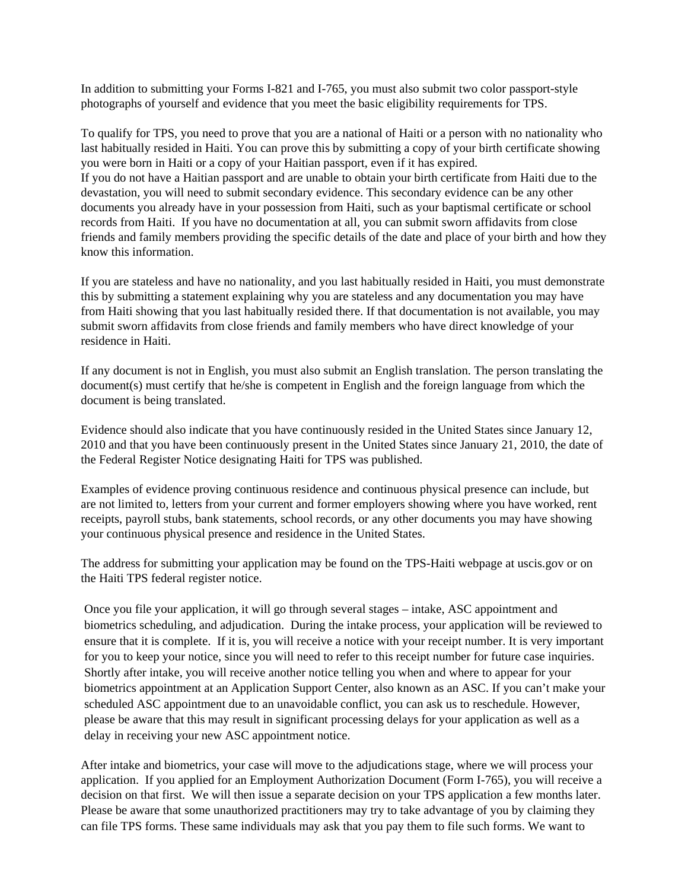In addition to submitting your Forms I-821 and I-765, you must also submit two color passport-style photographs of yourself and evidence that you meet the basic eligibility requirements for TPS.

To qualify for TPS, you need to prove that you are a national of Haiti or a person with no nationality who last habitually resided in Haiti. You can prove this by submitting a copy of your birth certificate showing you were born in Haiti or a copy of your Haitian passport, even if it has expired.
If you do not have a Haitian passport and are unable to obtain your birth certificate from Haiti due to the devastation, you will need to submit secondary evidence. This secondary evidence can be any other documents you already have in your possession from Haiti, such as your baptismal certificate or school records from Haiti. If you have no documentation at all, you can submit sworn affidavits from close friends and family members providing the specific details of the date and place of your birth and how they know this information.

If you are stateless and have no nationality, and you last habitually resided in Haiti, you must demonstrate this by submitting a statement explaining why you are stateless and any documentation you may have from Haiti showing that you last habitually resided there. If that documentation is not available, you may submit sworn affidavits from close friends and family members who have direct knowledge of your residence in Haiti.

If any document is not in English, you must also submit an English translation. The person translating the document(s) must certify that he/she is competent in English and the foreign language from which the document is being translated.

Evidence should also indicate that you have continuously resided in the United States since January 12, 2010 and that you have been continuously present in the United States since January 21, 2010, the date of the Federal Register Notice designating Haiti for TPS was published.

Examples of evidence proving continuous residence and continuous physical presence can include, but are not limited to, letters from your current and former employers showing where you have worked, rent receipts, payroll stubs, bank statements, school records, or any other documents you may have showing your continuous physical presence and residence in the United States.

The address for submitting your application may be found on the TPS-Haiti webpage at uscis.gov or on the Haiti TPS federal register notice.

Once you file your application, it will go through several stages – intake, ASC appointment and biometrics scheduling, and adjudication. During the intake process, your application will be reviewed to ensure that it is complete. If it is, you will receive a notice with your receipt number. It is very important for you to keep your notice, since you will need to refer to this receipt number for future case inquiries. Shortly after intake, you will receive another notice telling you when and where to appear for your biometrics appointment at an Application Support Center, also known as an ASC. If you can't make your scheduled ASC appointment due to an unavoidable conflict, you can ask us to reschedule. However, please be aware that this may result in significant processing delays for your application as well as a delay in receiving your new ASC appointment notice.

After intake and biometrics, your case will move to the adjudications stage, where we will process your application. If you applied for an Employment Authorization Document (Form I-765), you will receive a decision on that first. We will then issue a separate decision on your TPS application a few months later.
Please be aware that some unauthorized practitioners may try to take advantage of you by claiming they can file TPS forms. These same individuals may ask that you pay them to file such forms. We want to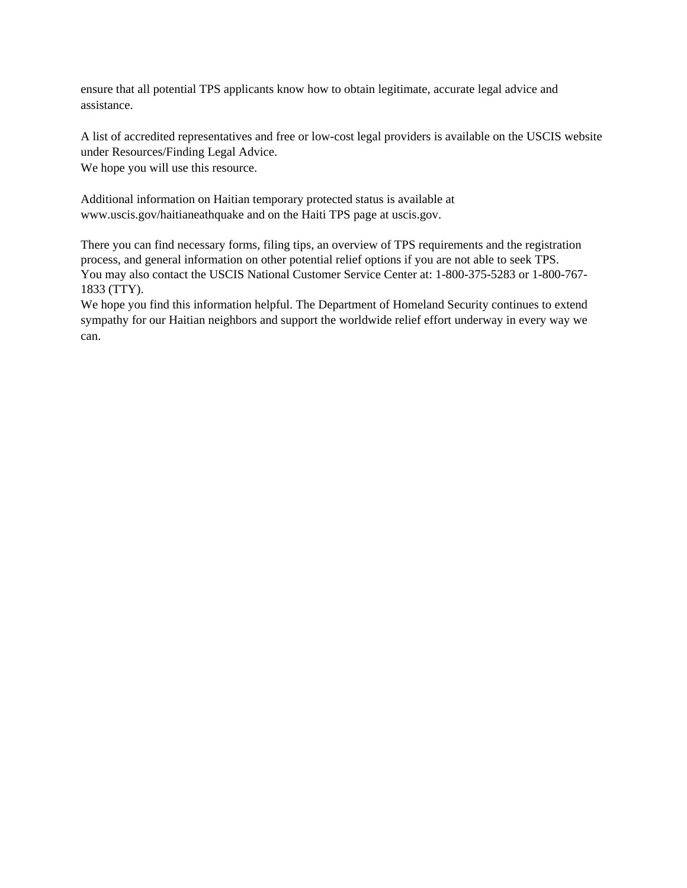ensure that all potential TPS applicants know how to obtain legitimate, accurate legal advice and assistance.

A list of accredited representatives and free or low-cost legal providers is available on the USCIS website under Resources/Finding Legal Advice.
We hope you will use this resource.

Additional information on Haitian temporary protected status is available at www.uscis.gov/haitianeathquake and on the Haiti TPS page at uscis.gov.

There you can find necessary forms, filing tips, an overview of TPS requirements and the registration process, and general information on other potential relief options if you are not able to seek TPS.
You may also contact the USCIS National Customer Service Center at: 1-800-375-5283 or 1-800-767-1833 (TTY).
We hope you find this information helpful. The Department of Homeland Security continues to extend sympathy for our Haitian neighbors and support the worldwide relief effort underway in every way we can.